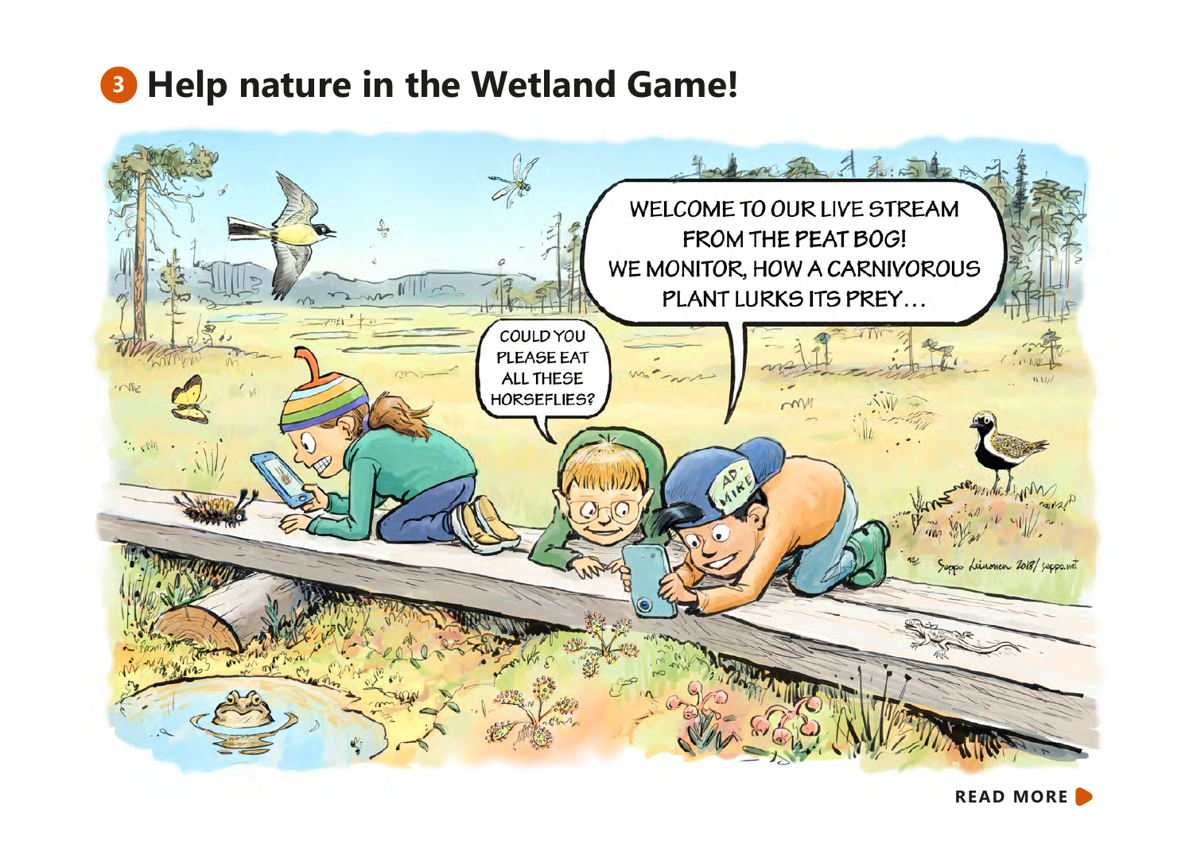# 3 Help nature in the Wetland Game!

WELCOME TO OUR LIVE STREAM FROM THE PEAT BOG! WE MONITOR, HOW A CARNIVOROUS PLANT LURKS ITS PREY…

COULD YOU PLEASE EAT ALL THESE HORSEFLIES?

Seppo Leinonen 2018/ seppo.net

**READ MORE**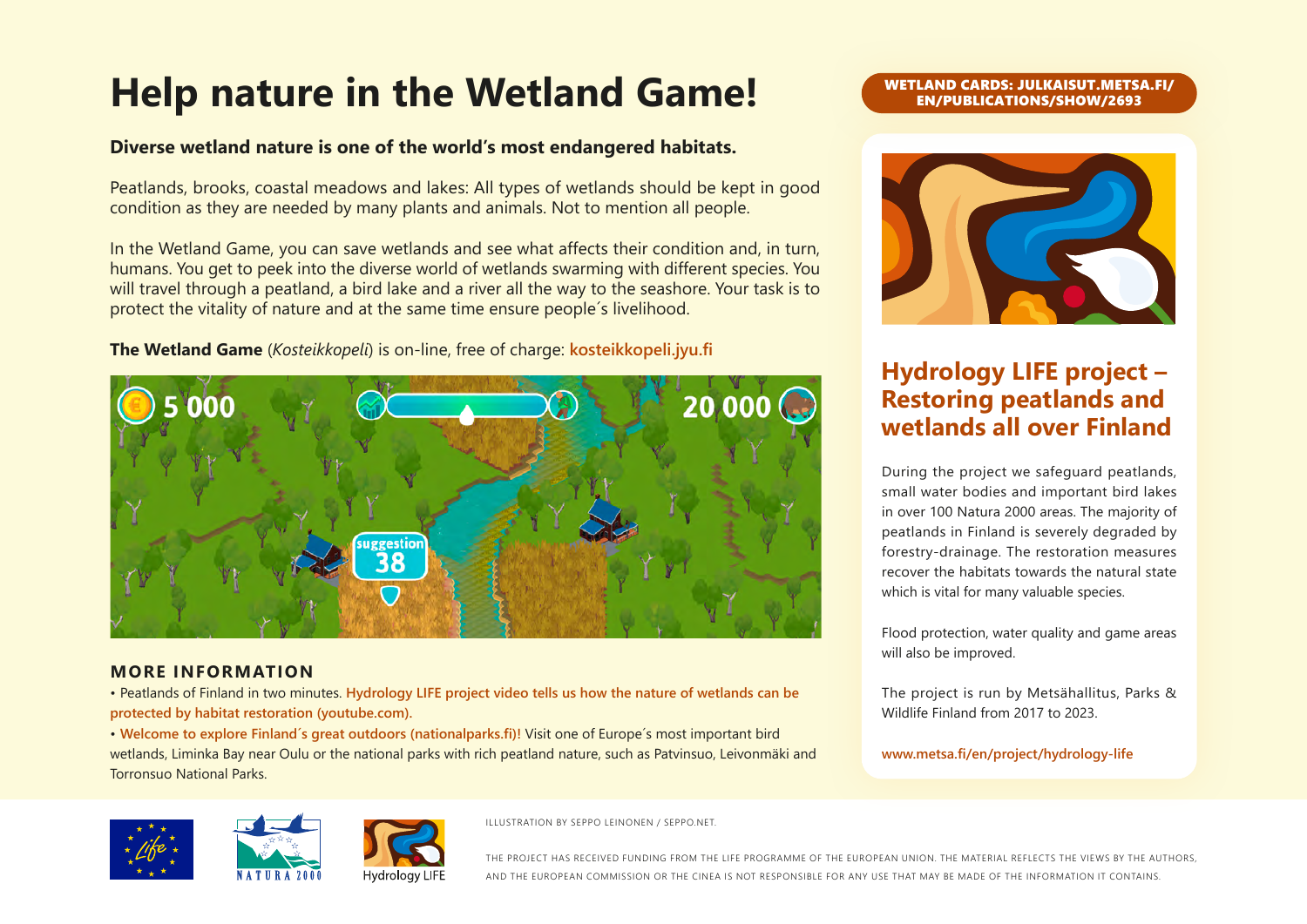# Help nature in the Wetland Game!

**Diverse wetland nature is one of the world's most endangered habitats.**

Peatlands, brooks, coastal meadows and lakes: All types of wetlands should be kept in good condition as they are needed by many plants and animals. Not to mention all people.

In the Wetland Game, you can save wetlands and see what affects their condition and, in turn, humans. You get to peek into the diverse world of wetlands swarming with different species. You will travel through a peatland, a bird lake and a river all the way to the seashore. Your task is to protect the vitality of nature and at the same time ensure people´s livelihood.

**The Wetland Game** (*Kosteikkopeli*) is on-line, free of charge: **kosteikkopeli.jyu.fi**

5 000

20 000

suggestion 38

## MORE INFORMATION

- Peatlands of Finland in two minutes. **Hydrology LIFE project video tells us how the nature of wetlands can be protected by habitat restoration (youtube.com).**
- **Welcome to explore Finland´s great outdoors (nationalparks.fi)!** Visit one of Europe´s most important bird wetlands, Liminka Bay near Oulu or the national parks with rich peatland nature, such as Patvinsuo, Leivonmäki and Torronsuo National Parks.

**WETLAND CARDS: JULKAISUT.METSA.FI/EN/PUBLICATIONS/SHOW/2693**

## Hydrology LIFE project – Restoring peatlands and wetlands all over Finland

During the project we safeguard peatlands, small water bodies and important bird lakes in over 100 Natura 2000 areas. The majority of peatlands in Finland is severely degraded by forestry-drainage. The restoration measures recover the habitats towards the natural state which is vital for many valuable species.

Flood protection, water quality and game areas will also be improved.

The project is run by Metsähallitus, Parks & Wildlife Finland from 2017 to 2023.

**www.metsa.fi/en/project/hydrology-life**

NATURA 2000

Hydrology LIFE

ILLUSTRATION BY SEPPO LEINONEN / SEPPO.NET.

THE PROJECT HAS RECEIVED FUNDING FROM THE LIFE PROGRAMME OF THE EUROPEAN UNION. THE MATERIAL REFLECTS THE VIEWS BY THE AUTHORS, AND THE EUROPEAN COMMISSION OR THE CINEA IS NOT RESPONSIBLE FOR ANY USE THAT MAY BE MADE OF THE INFORMATION IT CONTAINS.